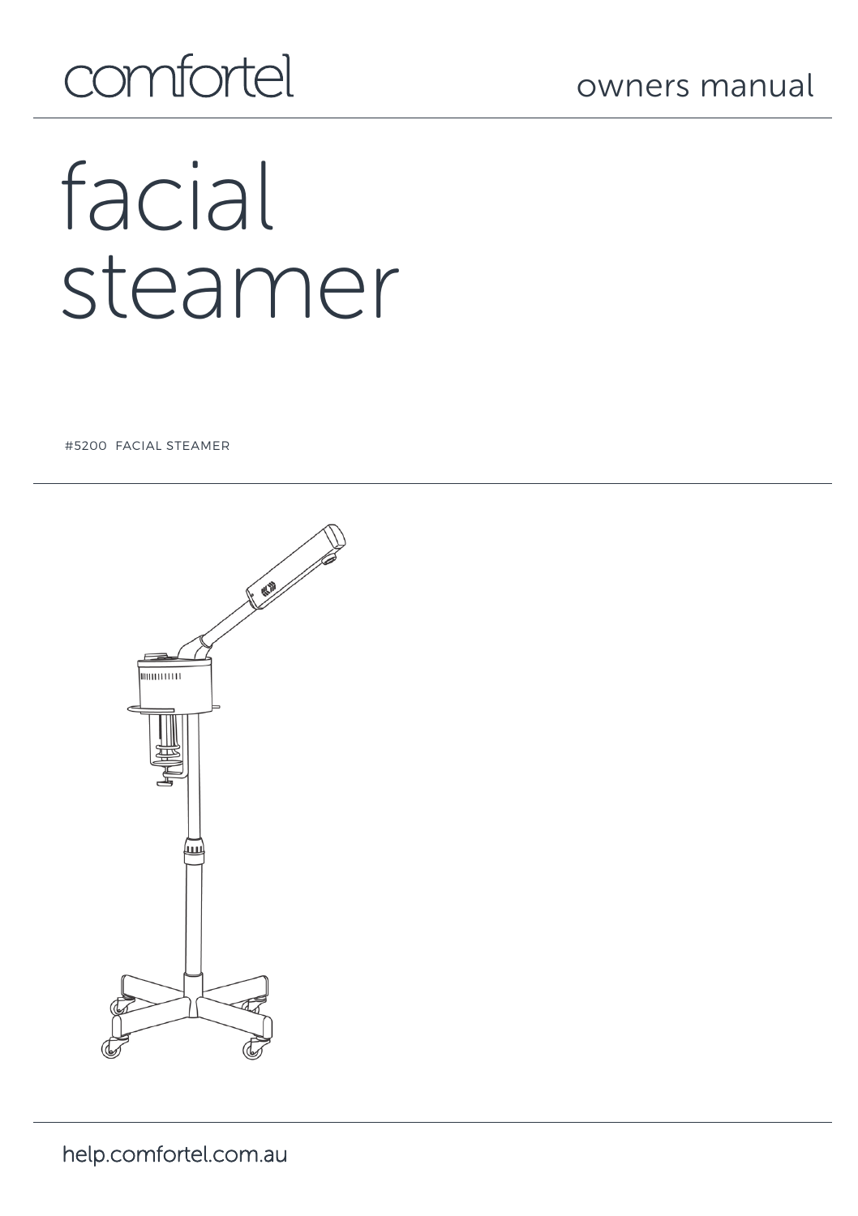comfortel

owners manual

# facial steamer

#5200 FACIAL STEAMER

help.comfortel.com.au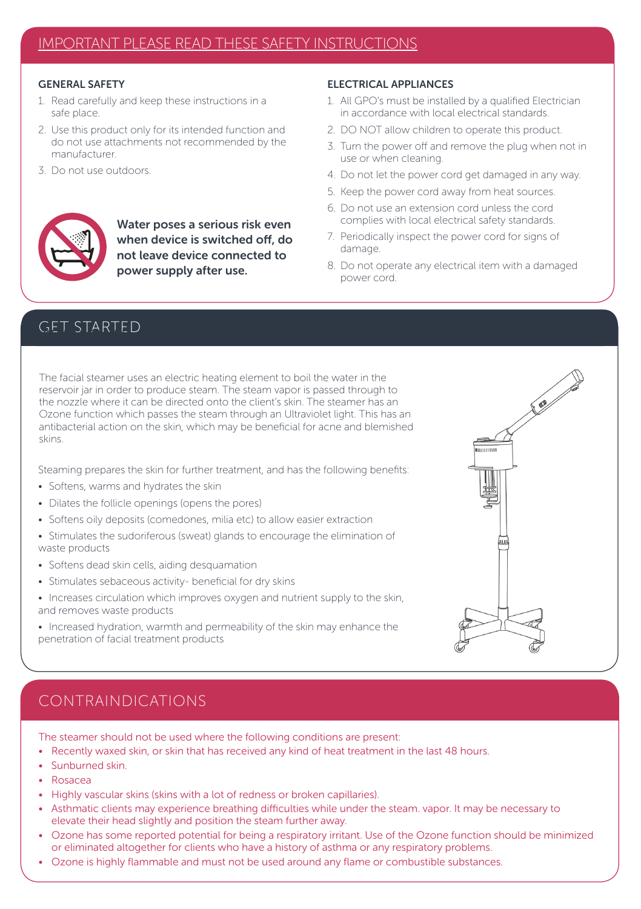## IMPORTANT PLEASE READ THESE SAFETY INSTRUCTIONS

### GENERAL SAFETY

1. Read carefully and keep these instructions in a safe place.
2. Use this product only for its intended function and do not use attachments not recommended by the manufacturer.
3. Do not use outdoors.

**Water poses a serious risk even when device is switched off, do not leave device connected to power supply after use.**

### ELECTRICAL APPLIANCES

1. All GPO's must be installed by a qualified Electrician in accordance with local electrical standards.
2. DO NOT allow children to operate this product.
3. Turn the power off and remove the plug when not in use or when cleaning.
4. Do not let the power cord get damaged in any way.
5. Keep the power cord away from heat sources.
6. Do not use an extension cord unless the cord complies with local electrical safety standards.
7. Periodically inspect the power cord for signs of damage.
8. Do not operate any electrical item with a damaged power cord.

## GET STARTED

The facial steamer uses an electric heating element to boil the water in the reservoir jar in order to produce steam. The steam vapor is passed through to the nozzle where it can be directed onto the client's skin. The steamer has an Ozone function which passes the steam through an Ultraviolet light. This has an antibacterial action on the skin, which may be beneficial for acne and blemished skins.

Steaming prepares the skin for further treatment, and has the following benefits:

- Softens, warms and hydrates the skin
- Dilates the follicle openings (opens the pores)
- Softens oily deposits (comedones, milia etc) to allow easier extraction
- Stimulates the sudoriferous (sweat) glands to encourage the elimination of waste products
- Softens dead skin cells, aiding desquamation
- Stimulates sebaceous activity- beneficial for dry skins
- Increases circulation which improves oxygen and nutrient supply to the skin, and removes waste products
- Increased hydration, warmth and permeability of the skin may enhance the penetration of facial treatment products

## CONTRAINDICATIONS

The steamer should not be used where the following conditions are present:

- Recently waxed skin, or skin that has received any kind of heat treatment in the last 48 hours.
- Sunburned skin.
- Rosacea
- Highly vascular skins (skins with a lot of redness or broken capillaries).
- Asthmatic clients may experience breathing difficulties while under the steam. vapor. It may be necessary to elevate their head slightly and position the steam further away.
- Ozone has some reported potential for being a respiratory irritant. Use of the Ozone function should be minimized or eliminated altogether for clients who have a history of asthma or any respiratory problems.
- Ozone is highly flammable and must not be used around any flame or combustible substances.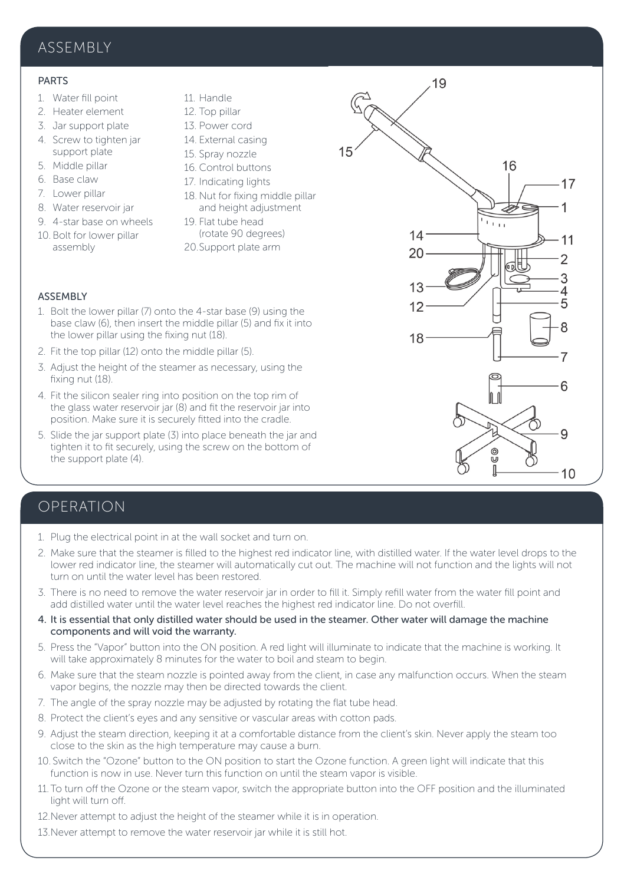# ASSEMBLY

## PARTS

1. Water fill point
2. Heater element
3. Jar support plate
4. Screw to tighten jar support plate
5. Middle pillar
6. Base claw
7. Lower pillar
8. Water reservoir jar
9. 4-star base on wheels
10. Bolt for lower pillar assembly
11. Handle
12. Top pillar
13. Power cord
14. External casing
15. Spray nozzle
16. Control buttons
17. Indicating lights
18. Nut for fixing middle pillar and height adjustment
19. Flat tube head (rotate 90 degrees)
20. Support plate arm

## ASSEMBLY

1. Bolt the lower pillar (7) onto the 4-star base (9) using the base claw (6), then insert the middle pillar (5) and fix it into the lower pillar using the fixing nut (18).
2. Fit the top pillar (12) onto the middle pillar (5).
3. Adjust the height of the steamer as necessary, using the fixing nut (18).
4. Fit the silicon sealer ring into position on the top rim of the glass water reservoir jar (8) and fit the reservoir jar into position. Make sure it is securely fitted into the cradle.
5. Slide the jar support plate (3) into place beneath the jar and tighten it to fit securely, using the screw on the bottom of the support plate (4).

# OPERATION

1. Plug the electrical point in at the wall socket and turn on.
2. Make sure that the steamer is filled to the highest red indicator line, with distilled water. If the water level drops to the lower red indicator line, the steamer will automatically cut out. The machine will not function and the lights will not turn on until the water level has been restored.
3. There is no need to remove the water reservoir jar in order to fill it. Simply refill water from the water fill point and add distilled water until the water level reaches the highest red indicator line. Do not overfill.
4. **It is essential that only distilled water should be used in the steamer. Other water will damage the machine components and will void the warranty.**
5. Press the "Vapor" button into the ON position. A red light will illuminate to indicate that the machine is working. It will take approximately 8 minutes for the water to boil and steam to begin.
6. Make sure that the steam nozzle is pointed away from the client, in case any malfunction occurs. When the steam vapor begins, the nozzle may then be directed towards the client.
7. The angle of the spray nozzle may be adjusted by rotating the flat tube head.
8. Protect the client's eyes and any sensitive or vascular areas with cotton pads.
9. Adjust the steam direction, keeping it at a comfortable distance from the client's skin. Never apply the steam too close to the skin as the high temperature may cause a burn.
10. Switch the "Ozone" button to the ON position to start the Ozone function. A green light will indicate that this function is now in use. Never turn this function on until the steam vapor is visible.
11. To turn off the Ozone or the steam vapor, switch the appropriate button into the OFF position and the illuminated light will turn off.
12. Never attempt to adjust the height of the steamer while it is in operation.
13. Never attempt to remove the water reservoir jar while it is still hot.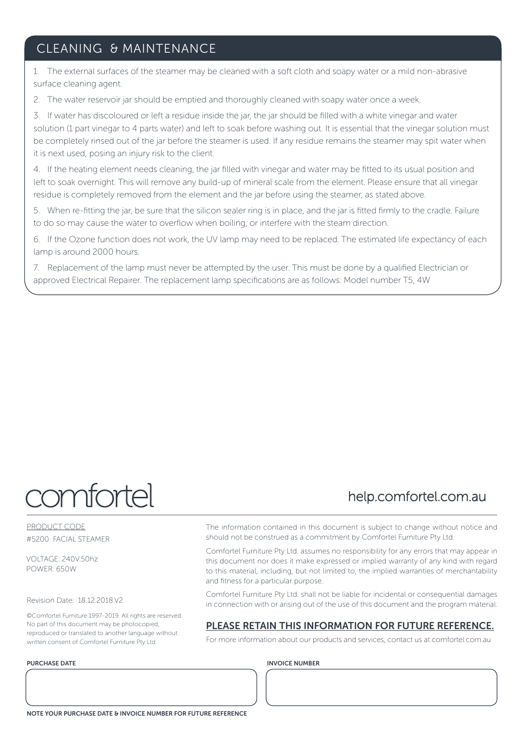## CLEANING & MAINTENANCE

1. The external surfaces of the steamer may be cleaned with a soft cloth and soapy water or a mild non-abrasive surface cleaning agent.
2. The water reservoir jar should be emptied and thoroughly cleaned with soapy water once a week.
3. If water has discoloured or left a residue inside the jar, the jar should be filled with a white vinegar and water solution (1 part vinegar to 4 parts water) and left to soak before washing out. It is essential that the vinegar solution must be completely rinsed out of the jar before the steamer is used. If any residue remains the steamer may spit water when it is next used, posing an injury risk to the client.
4. If the heating element needs cleaning, the jar filled with vinegar and water may be fitted to its usual position and left to soak overnight. This will remove any build-up of mineral scale from the element. Please ensure that all vinegar residue is completely removed from the element and the jar before using the steamer, as stated above.
5. When re-fitting the jar, be sure that the silicon sealer ring is in place, and the jar is fitted firmly to the cradle. Failure to do so may cause the water to overflow when boiling, or interfere with the steam direction.
6. If the Ozone function does not work, the UV lamp may need to be replaced. The estimated life expectancy of each lamp is around 2000 hours.
7. Replacement of the lamp must never be attempted by the user. This must be done by a qualified Electrician or approved Electrical Repairer. The replacement lamp specifications are as follows: Model number T5, 4W

comfortel

help.comfortel.com.au

PRODUCT CODE
#5200 FACIAL STEAMER

VOLTAGE: 240V.50hz
POWER: 650W

Revision Date: 18.12.2018.V2

©Comfortel Furniture 1997-2019. All rights are reserved. No part of this document may be photocopied, reproduced or translated to another language without written consent of Comfortel Furniture Pty Ltd.

The information contained in this document is subject to change without notice and should not be construed as a commitment by Comfortel Furniture Pty Ltd.

Comfortel Furniture Pty Ltd. assumes no responsibility for any errors that may appear in this document nor does it make expressed or implied warranty of any kind with regard to this material, including, but not limited to, the implied warranties of merchantability and fitness for a particular purpose.

Comfortel Furniture Pty Ltd. shall not be liable for incidental or consequential damages in connection with or arising out of the use of this document and the program material.

**PLEASE RETAIN THIS INFORMATION FOR FUTURE REFERENCE.**

For more information about our products and services, contact us at comfortel.com.au

**PURCHASE DATE**

**INVOICE NUMBER**

**NOTE YOUR PURCHASE DATE & INVOICE NUMBER FOR FUTURE REFERENCE**